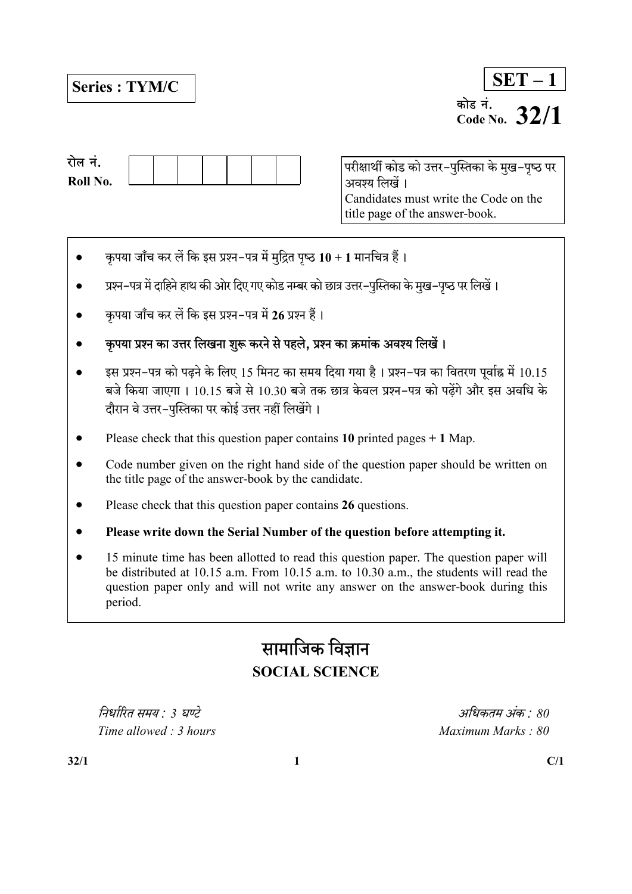**Series : TYM/C**

**SET – 1**

कोड नं.
Code No. **32/1**

रोल नं.
Roll No.

| | | | | | | |
|---|---|---|---|---|---|---|
| | | | | | | |

परीक्षार्थी कोड को उत्तर-पुस्तिका के मुख-पृष्ठ पर अवश्य लिखें ।
Candidates must write the Code on the title page of the answer-book.

- कृपया जाँच कर लें कि इस प्रश्न-पत्र में मुद्रित पृष्ठ **10 + 1** मानचित्र हैं ।
- प्रश्न-पत्र में दाहिने हाथ की ओर दिए गए कोड नम्बर को छात्र उत्तर-पुस्तिका के मुख-पृष्ठ पर लिखें ।
- कृपया जाँच कर लें कि इस प्रश्न-पत्र में **26** प्रश्न हैं ।
- **कृपया प्रश्न का उत्तर लिखना शुरू करने से पहले, प्रश्न का क्रमांक अवश्य लिखें ।**
- इस प्रश्न-पत्र को पढ़ने के लिए 15 मिनट का समय दिया गया है । प्रश्न-पत्र का वितरण पूर्वाह्न में 10.15 बजे किया जाएगा । 10.15 बजे से 10.30 बजे तक छात्र केवल प्रश्न-पत्र को पढ़ेंगे और इस अवधि के दौरान वे उत्तर-पुस्तिका पर कोई उत्तर नहीं लिखेंगे ।
- Please check that this question paper contains **10** printed pages **+ 1** Map.
- Code number given on the right hand side of the question paper should be written on the title page of the answer-book by the candidate.
- Please check that this question paper contains **26** questions.
- **Please write down the Serial Number of the question before attempting it.**
- 15 minute time has been allotted to read this question paper. The question paper will be distributed at 10.15 a.m. From 10.15 a.m. to 10.30 a.m., the students will read the question paper only and will not write any answer on the answer-book during this period.

# सामाजिक विज्ञान
# SOCIAL SCIENCE

*निर्धारित समय : 3 घण्टे* — *अधिकतम अंक : 80*

*Time allowed : 3 hours* — *Maximum Marks : 80*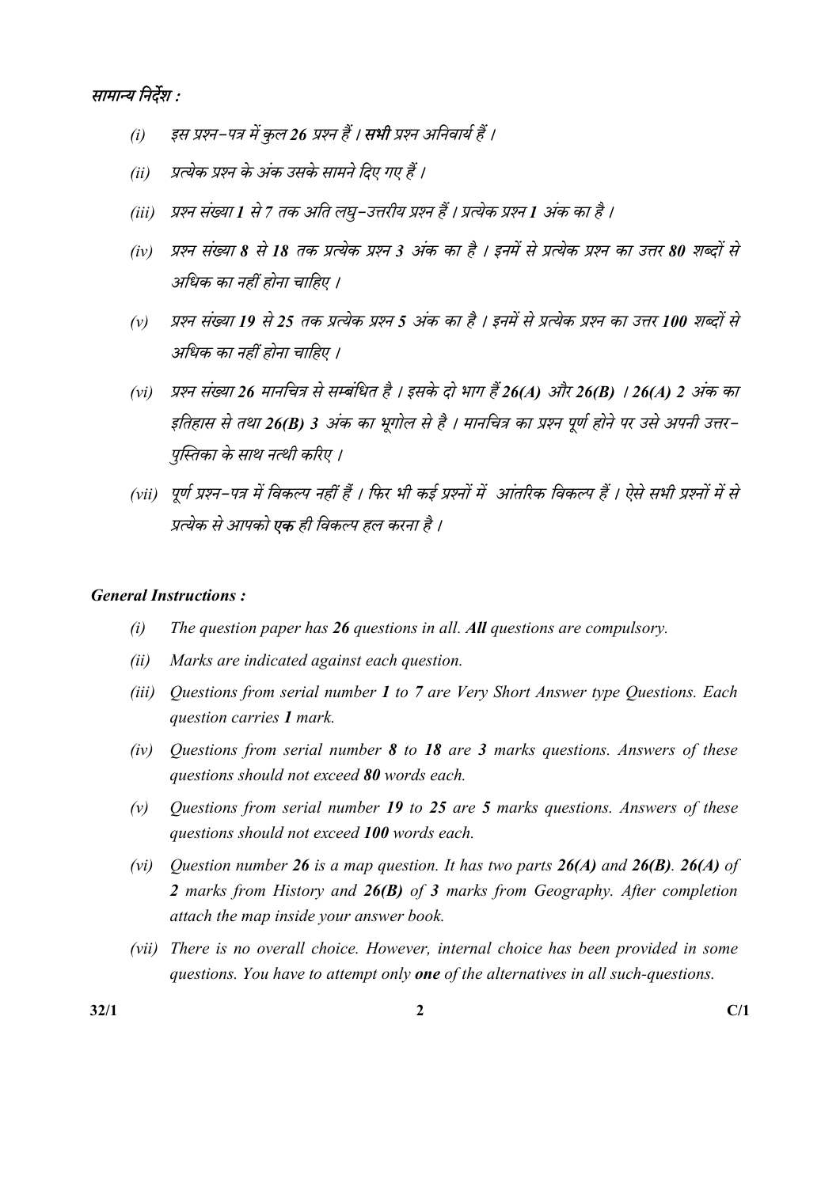*सामान्य निर्देश :*

*(i)* *इस प्रश्न-पत्र में कुल **26** प्रश्न हैं । **सभी** प्रश्न अनिवार्य हैं ।*

*(ii)* *प्रत्येक प्रश्न के अंक उसके सामने दिए गए हैं ।*

*(iii)* *प्रश्न संख्या **1** से 7 तक अति लघु-उत्तरीय प्रश्न हैं । प्रत्येक प्रश्न **1** अंक का है ।*

*(iv)* *प्रश्न संख्या **8** से **18** तक प्रत्येक प्रश्न **3** अंक का है । इनमें से प्रत्येक प्रश्न का उत्तर **80** शब्दों से अधिक का नहीं होना चाहिए ।*

*(v)* *प्रश्न संख्या **19** से **25** तक प्रत्येक प्रश्न **5** अंक का है । इनमें से प्रत्येक प्रश्न का उत्तर **100** शब्दों से अधिक का नहीं होना चाहिए ।*

*(vi)* *प्रश्न संख्या **26** मानचित्र से सम्बंधित है । इसके दो भाग हैं **26(A)** और **26(B)** । **26(A) 2** अंक का इतिहास से तथा **26(B) 3** अंक का भूगोल से है । मानचित्र का प्रश्न पूर्ण होने पर उसे अपनी उत्तर-पुस्तिका के साथ नत्थी करिए ।*

*(vii)* *पूर्ण प्रश्न-पत्र में विकल्प नहीं हैं । फिर भी कई प्रश्नों में आंतरिक विकल्प हैं । ऐसे सभी प्रश्नों में से प्रत्येक से आपको **एक** ही विकल्प हल करना है ।*

***General Instructions :***

*(i)* *The question paper has **26** questions in all. **All** questions are compulsory.*

*(ii)* *Marks are indicated against each question.*

*(iii)* *Questions from serial number **1** to **7** are Very Short Answer type Questions. Each question carries **1** mark.*

*(iv)* *Questions from serial number **8** to **18** are **3** marks questions. Answers of these questions should not exceed **80** words each.*

*(v)* *Questions from serial number **19** to **25** are **5** marks questions. Answers of these questions should not exceed **100** words each.*

*(vi)* *Question number **26** is a map question. It has two parts **26(A)** and **26(B)**. **26(A)** of **2** marks from History and **26(B)** of **3** marks from Geography. After completion attach the map inside your answer book.*

*(vii)* *There is no overall choice. However, internal choice has been provided in some questions. You have to attempt only **one** of the alternatives in all such-questions.*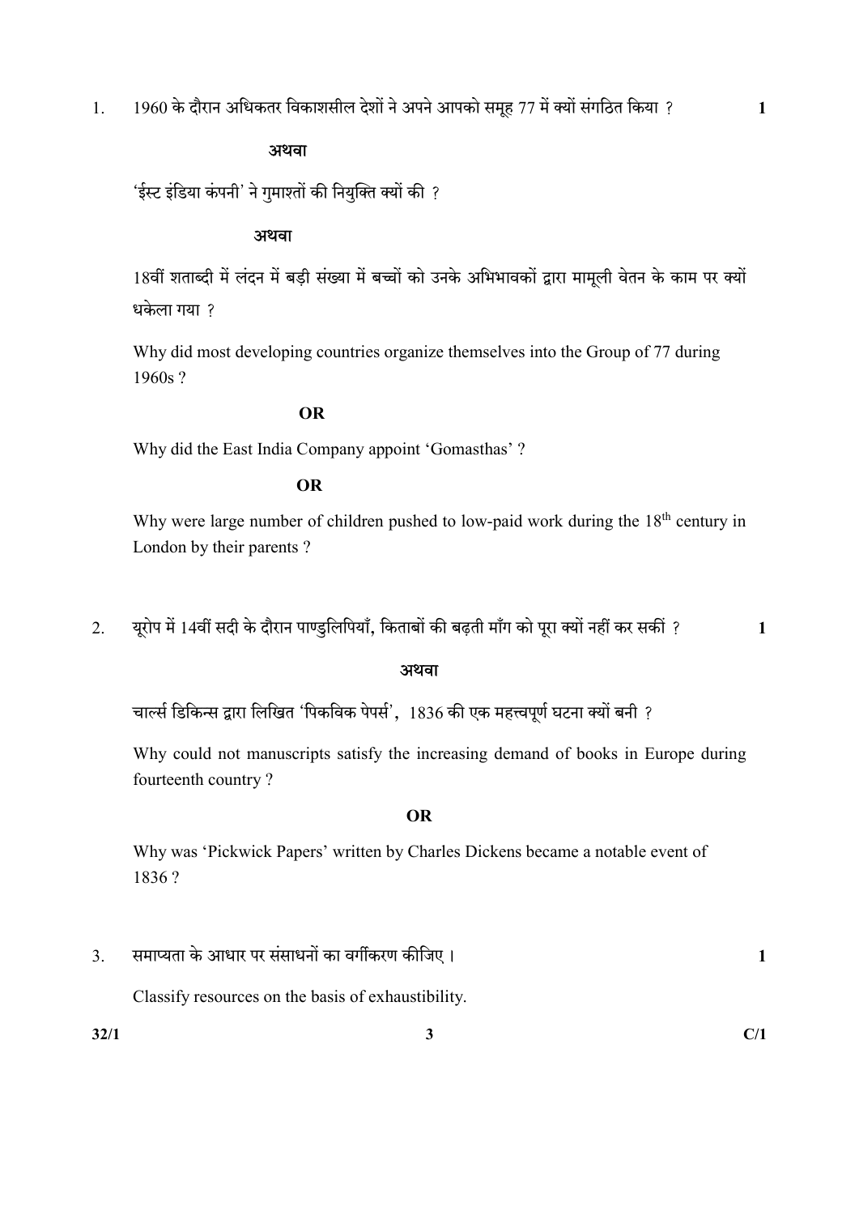1. 1960 के दौरान अधिकतर विकाशसील देशों ने अपने आपको समूह 77 में क्यों संगठित किया ? **1**

**अथवा**

'ईस्ट इंडिया कंपनी' ने गुमाश्तों की नियुक्ति क्यों की ?

**अथवा**

18वीं शताब्दी में लंदन में बड़ी संख्या में बच्चों को उनके अभिभावकों द्वारा मामूली वेतन के काम पर क्यों धकेला गया ?

Why did most developing countries organize themselves into the Group of 77 during 1960s ?

**OR**

Why did the East India Company appoint 'Gomasthas' ?

**OR**

Why were large number of children pushed to low-paid work during the 18th century in London by their parents ?

2. यूरोप में 14वीं सदी के दौरान पाण्डुलिपियाँ, किताबों की बढ़ती माँग को पूरा क्यों नहीं कर सकीं ? **1**

**अथवा**

चार्ल्स डिकिन्स द्वारा लिखित 'पिकविक पेपर्स', 1836 की एक महत्त्वपूर्ण घटना क्यों बनी ?

Why could not manuscripts satisfy the increasing demand of books in Europe during fourteenth country ?

**OR**

Why was 'Pickwick Papers' written by Charles Dickens became a notable event of 1836 ?

3. समाप्यता के आधार पर संसाधनों का वर्गीकरण कीजिए। **1**

Classify resources on the basis of exhaustibility.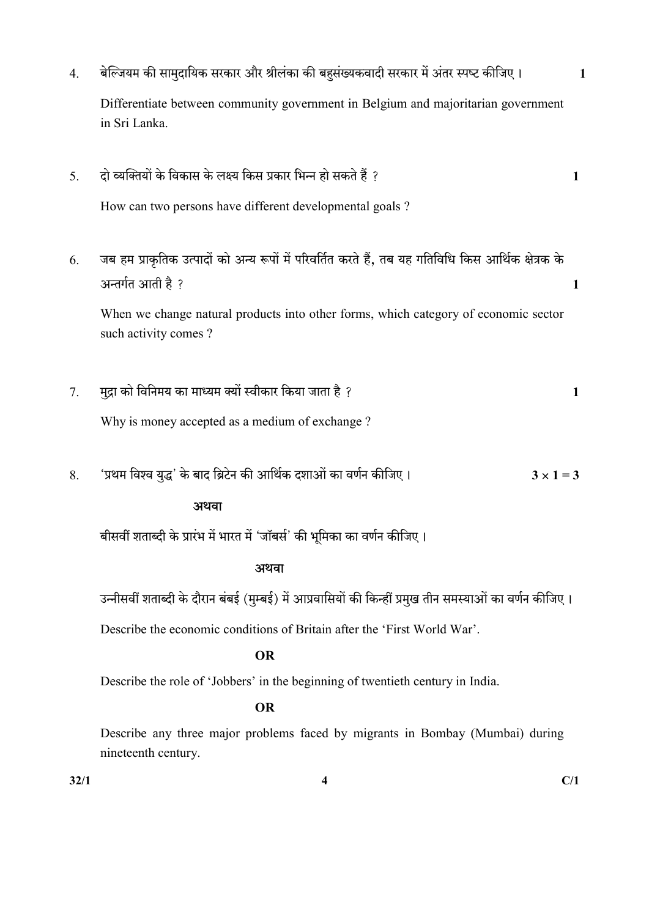4. बेल्जियम की सामुदायिक सरकार और श्रीलंका की बहुसंख्यकवादी सरकार में अंतर स्पष्ट कीजिए। **1**

   Differentiate between community government in Belgium and majoritarian government in Sri Lanka.

5. दो व्यक्तियों के विकास के लक्ष्य किस प्रकार भिन्न हो सकते हैं ? **1**

   How can two persons have different developmental goals ?

6. जब हम प्राकृतिक उत्पादों को अन्य रूपों में परिवर्तित करते हैं, तब यह गतिविधि किस आर्थिक क्षेत्रक के अन्तर्गत आती है ? **1**

   When we change natural products into other forms, which category of economic sector such activity comes ?

7. मुद्रा को विनिमय का माध्यम क्यों स्वीकार किया जाता है ? **1**

   Why is money accepted as a medium of exchange ?

8. 'प्रथम विश्व युद्ध' के बाद ब्रिटेन की आर्थिक दशाओं का वर्णन कीजिए। **$3 \times 1 = 3$**

   **अथवा**

   बीसवीं शताब्दी के प्रारंभ में भारत में 'जॉबर्स' की भूमिका का वर्णन कीजिए।

   **अथवा**

   उन्नीसवीं शताब्दी के दौरान बंबई (मुम्बई) में आप्रवासियों की किन्हीं प्रमुख तीन समस्याओं का वर्णन कीजिए।

   Describe the economic conditions of Britain after the 'First World War'.

   **OR**

   Describe the role of 'Jobbers' in the beginning of twentieth century in India.

   **OR**

   Describe any three major problems faced by migrants in Bombay (Mumbai) during nineteenth century.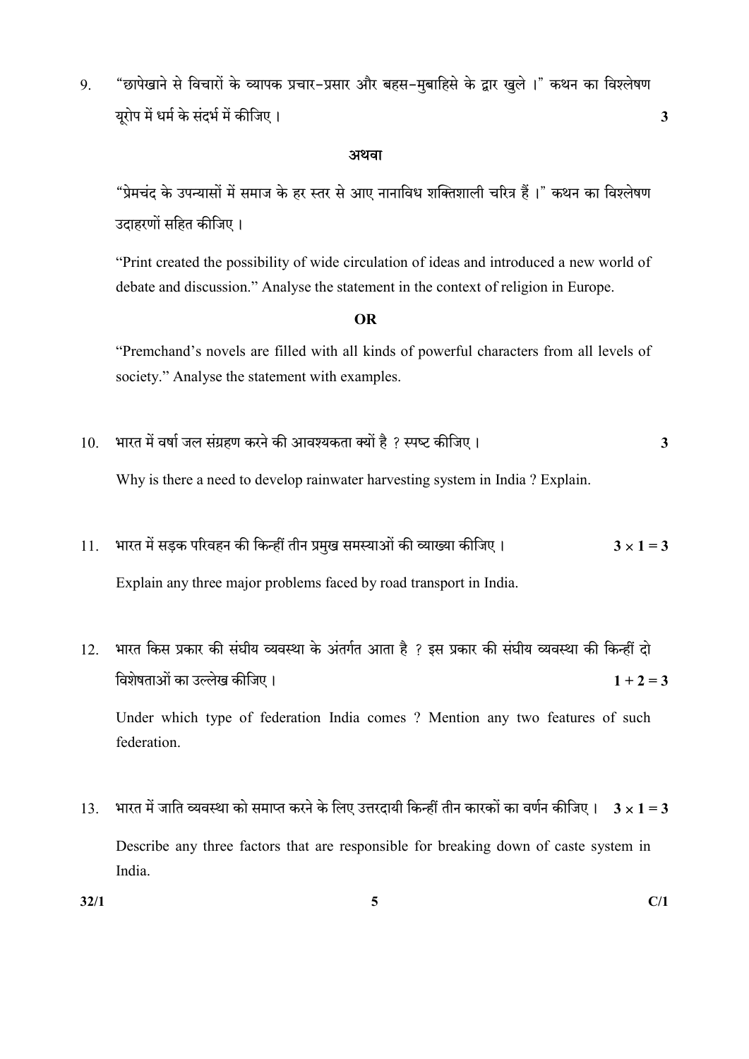9. "छापेखाने से विचारों के व्यापक प्रचार-प्रसार और बहस-मुबाहिसे के द्वार खुले ।" कथन का विश्लेषण यूरोप में धर्म के संदर्भ में कीजिए । **3**

**अथवा**

"प्रेमचंद के उपन्यासों में समाज के हर स्तर से आए नानाविध शक्तिशाली चरित्र हैं ।" कथन का विश्लेषण उदाहरणों सहित कीजिए ।

"Print created the possibility of wide circulation of ideas and introduced a new world of debate and discussion." Analyse the statement in the context of religion in Europe.

**OR**

"Premchand's novels are filled with all kinds of powerful characters from all levels of society." Analyse the statement with examples.

10. भारत में वर्षा जल संग्रहण करने की आवश्यकता क्यों है ? स्पष्ट कीजिए । **3**

Why is there a need to develop rainwater harvesting system in India ? Explain.

11. भारत में सड़क परिवहन की किन्हीं तीन प्रमुख समस्याओं की व्याख्या कीजिए । **$3 \times 1 = 3$**

Explain any three major problems faced by road transport in India.

12. भारत किस प्रकार की संघीय व्यवस्था के अंतर्गत आता है ? इस प्रकार की संघीय व्यवस्था की किन्हीं दो विशेषताओं का उल्लेख कीजिए । **$1 + 2 = 3$**

Under which type of federation India comes ? Mention any two features of such federation.

13. भारत में जाति व्यवस्था को समाप्त करने के लिए उत्तरदायी किन्हीं तीन कारकों का वर्णन कीजिए । **$3 \times 1 = 3$**

Describe any three factors that are responsible for breaking down of caste system in India.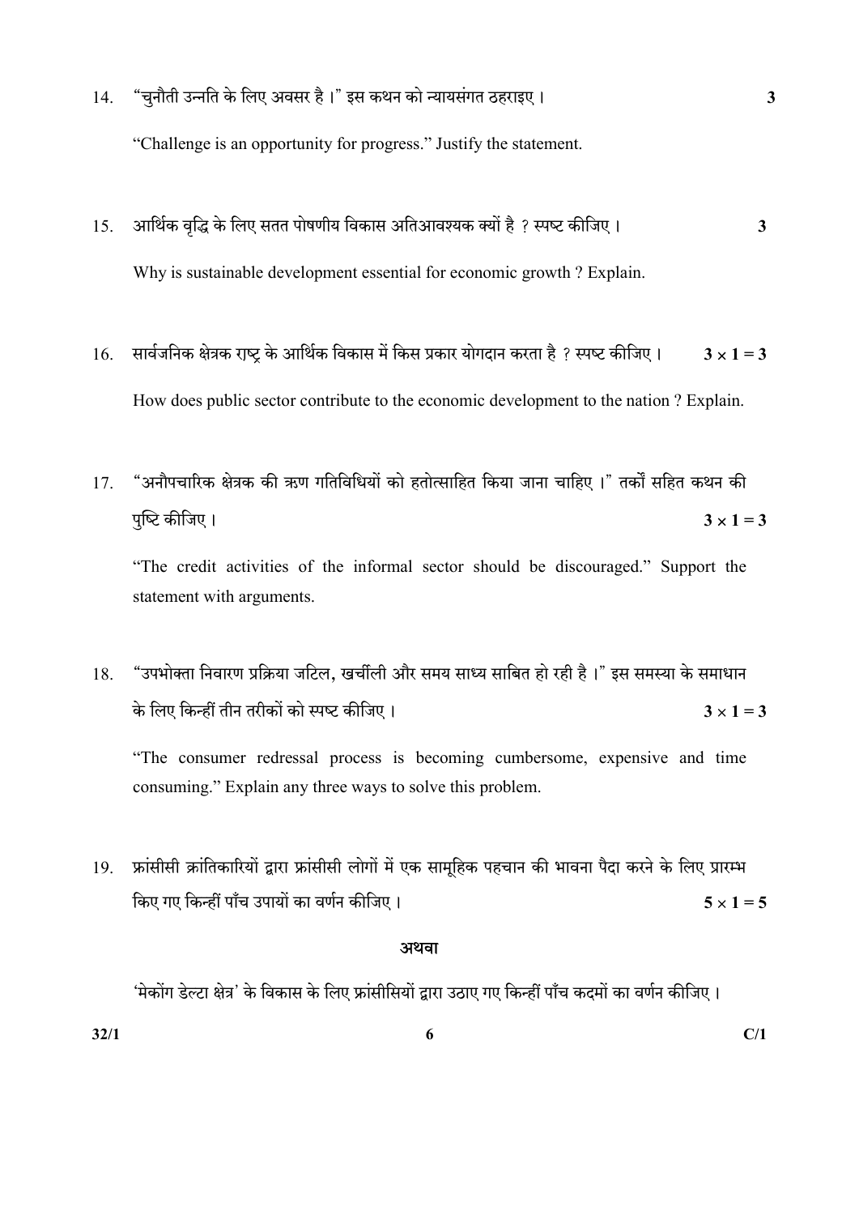14. “चुनौती उन्नति के लिए अवसर है।” इस कथन को न्यायसंगत ठहराइए। **3**

    “Challenge is an opportunity for progress.” Justify the statement.

15. आर्थिक वृद्धि के लिए सतत पोषणीय विकास अतिआवश्यक क्यों है ? स्पष्ट कीजिए। **3**

    Why is sustainable development essential for economic growth ? Explain.

16. सार्वजनिक क्षेत्रक राष्ट्र के आर्थिक विकास में किस प्रकार योगदान करता है ? स्पष्ट कीजिए। **$3 \times 1 = 3$**

    How does public sector contribute to the economic development to the nation ? Explain.

17. “अनौपचारिक क्षेत्रक की ऋण गतिविधियों को हतोत्साहित किया जाना चाहिए।” तर्कों सहित कथन की पुष्टि कीजिए। **$3 \times 1 = 3$**

    “The credit activities of the informal sector should be discouraged.” Support the statement with arguments.

18. “उपभोक्ता निवारण प्रक्रिया जटिल, खर्चीली और समय साध्य साबित हो रही है।” इस समस्या के समाधान के लिए किन्हीं तीन तरीकों को स्पष्ट कीजिए। **$3 \times 1 = 3$**

    “The consumer redressal process is becoming cumbersome, expensive and time consuming.” Explain any three ways to solve this problem.

19. फ्रांसीसी क्रांतिकारियों द्वारा फ्रांसीसी लोगों में एक सामूहिक पहचान की भावना पैदा करने के लिए प्रारम्भ किए गए किन्हीं पाँच उपायों का वर्णन कीजिए। **$5 \times 1 = 5$**

    **अथवा**

    ‘मेकोंग डेल्टा क्षेत्र’ के विकास के लिए फ्रांसीसियों द्वारा उठाए गए किन्हीं पाँच कदमों का वर्णन कीजिए।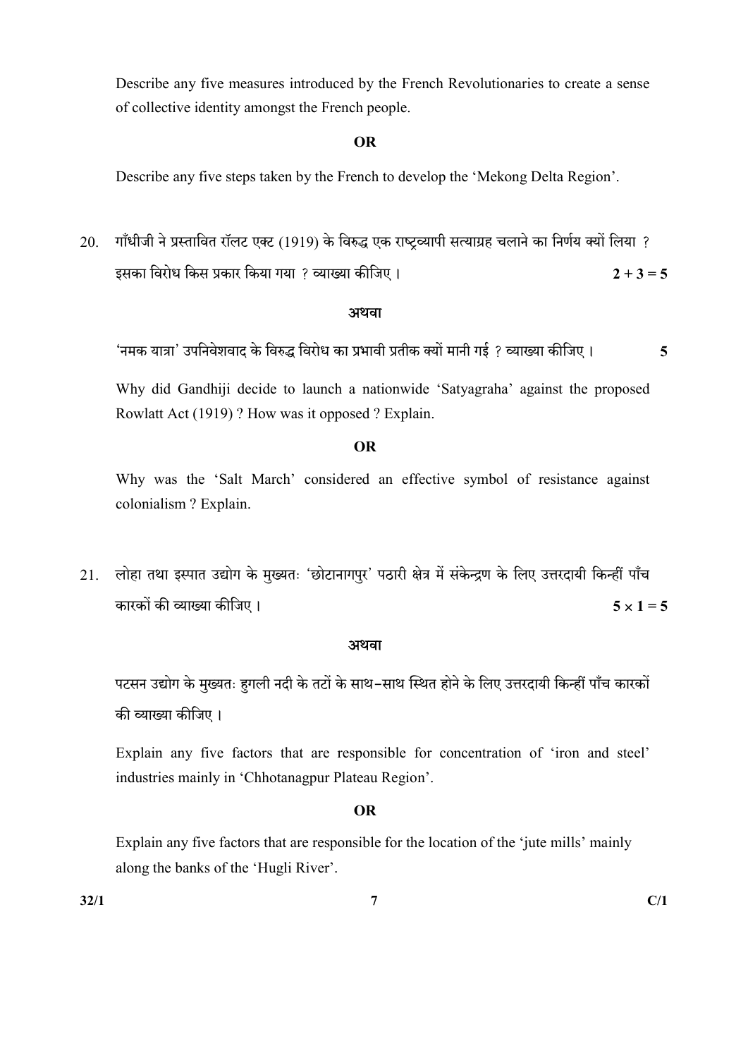Describe any five measures introduced by the French Revolutionaries to create a sense of collective identity amongst the French people.

**OR**

Describe any five steps taken by the French to develop the 'Mekong Delta Region'.

20. गाँधीजी ने प्रस्तावित रॉलट एक्ट (1919) के विरुद्ध एक राष्ट्रव्यापी सत्याग्रह चलाने का निर्णय क्यों लिया ? इसका विरोध किस प्रकार किया गया ? व्याख्या कीजिए । **2 + 3 = 5**

**अथवा**

'नमक यात्रा' उपनिवेशवाद के विरुद्ध विरोध का प्रभावी प्रतीक क्यों मानी गई ? व्याख्या कीजिए । **5**

Why did Gandhiji decide to launch a nationwide 'Satyagraha' against the proposed Rowlatt Act (1919) ? How was it opposed ? Explain.

**OR**

Why was the 'Salt March' considered an effective symbol of resistance against colonialism ? Explain.

21. लोहा तथा इस्पात उद्योग के मुख्यतः 'छोटानागपुर' पठारी क्षेत्र में संकेन्द्रण के लिए उत्तरदायी किन्हीं पाँच कारकों की व्याख्या कीजिए । **$5 \times 1 = 5$**

**अथवा**

पटसन उद्योग के मुख्यतः हुगली नदी के तटों के साथ-साथ स्थित होने के लिए उत्तरदायी किन्हीं पाँच कारकों की व्याख्या कीजिए ।

Explain any five factors that are responsible for concentration of 'iron and steel' industries mainly in 'Chhotanagpur Plateau Region'.

**OR**

Explain any five factors that are responsible for the location of the 'jute mills' mainly along the banks of the 'Hugli River'.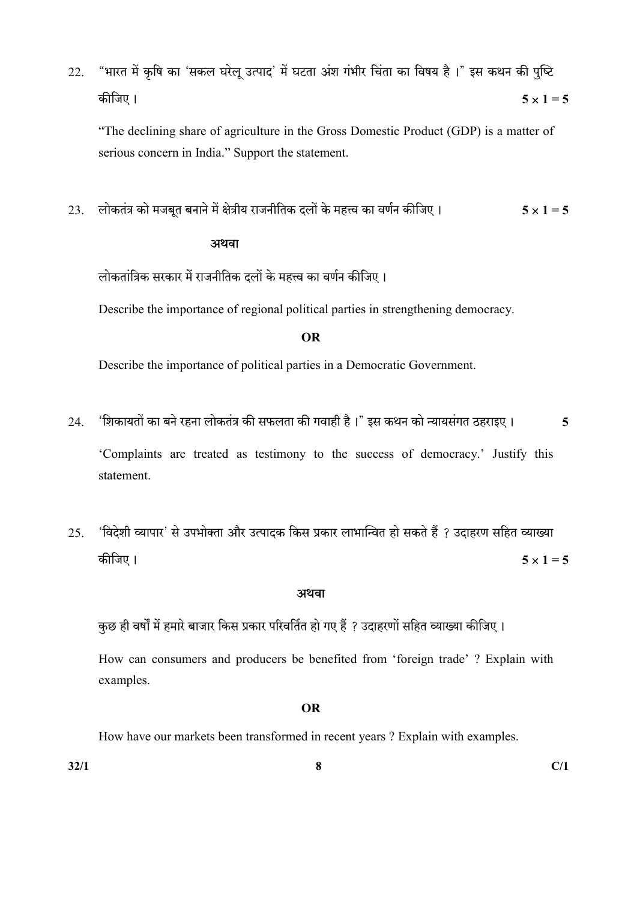22. "भारत में कृषि का 'सकल घरेलू उत्पाद' में घटता अंश गंभीर चिंता का विषय है ।" इस कथन की पुष्टि कीजिए । $5 \times 1 = 5$

"The declining share of agriculture in the Gross Domestic Product (GDP) is a matter of serious concern in India." Support the statement.

23. लोकतंत्र को मजबूत बनाने में क्षेत्रीय राजनीतिक दलों के महत्त्व का वर्णन कीजिए । $5 \times 1 = 5$

**अथवा**

लोकतांत्रिक सरकार में राजनीतिक दलों के महत्त्व का वर्णन कीजिए ।

Describe the importance of regional political parties in strengthening democracy.

**OR**

Describe the importance of political parties in a Democratic Government.

24. 'शिकायतों का बने रहना लोकतंत्र की सफलता की गवाही है ।" इस कथन को न्यायसंगत ठहराइए । **5**

'Complaints are treated as testimony to the success of democracy.' Justify this statement.

25. 'विदेशी व्यापार' से उपभोक्ता और उत्पादक किस प्रकार लाभान्वित हो सकते हैं ? उदाहरण सहित व्याख्या कीजिए । $5 \times 1 = 5$

**अथवा**

कुछ ही वर्षों में हमारे बाजार किस प्रकार परिवर्तित हो गए हैं ? उदाहरणों सहित व्याख्या कीजिए ।

How can consumers and producers be benefited from 'foreign trade' ? Explain with examples.

**OR**

How have our markets been transformed in recent years ? Explain with examples.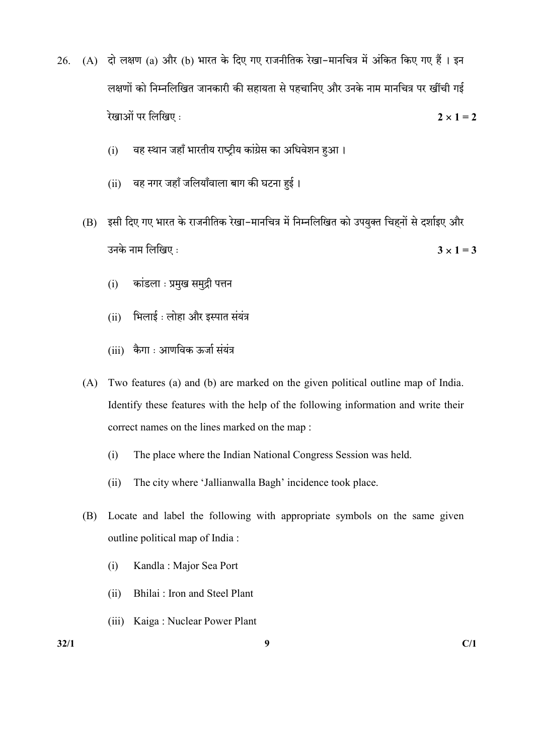26. (A) दो लक्षण (a) और (b) भारत के दिए गए राजनीतिक रेखा-मानचित्र में अंकित किए गए हैं । इन लक्षणों को निम्नलिखित जानकारी की सहायता से पहचानिए और उनके नाम मानचित्र पर खींची गई रेखाओं पर लिखिए : **2 × 1 = 2**

(i) वह स्थान जहाँ भारतीय राष्ट्रीय कांग्रेस का अधिवेशन हुआ ।

(ii) वह नगर जहाँ जलियाँवाला बाग की घटना हुई ।

(B) इसी दिए गए भारत के राजनीतिक रेखा-मानचित्र में निम्नलिखित को उपयुक्त चिह्नों से दर्शाइए और उनके नाम लिखिए : **3 × 1 = 3**

(i) कांडला : प्रमुख समुद्री पत्तन

(ii) भिलाई : लोहा और इस्पात संयंत्र

(iii) कैगा : आणविक ऊर्जा संयंत्र

(A) Two features (a) and (b) are marked on the given political outline map of India. Identify these features with the help of the following information and write their correct names on the lines marked on the map :

(i) The place where the Indian National Congress Session was held.

(ii) The city where 'Jallianwalla Bagh' incidence took place.

(B) Locate and label the following with appropriate symbols on the same given outline political map of India :

(i) Kandla : Major Sea Port

(ii) Bhilai : Iron and Steel Plant

(iii) Kaiga : Nuclear Power Plant

32/1 C/1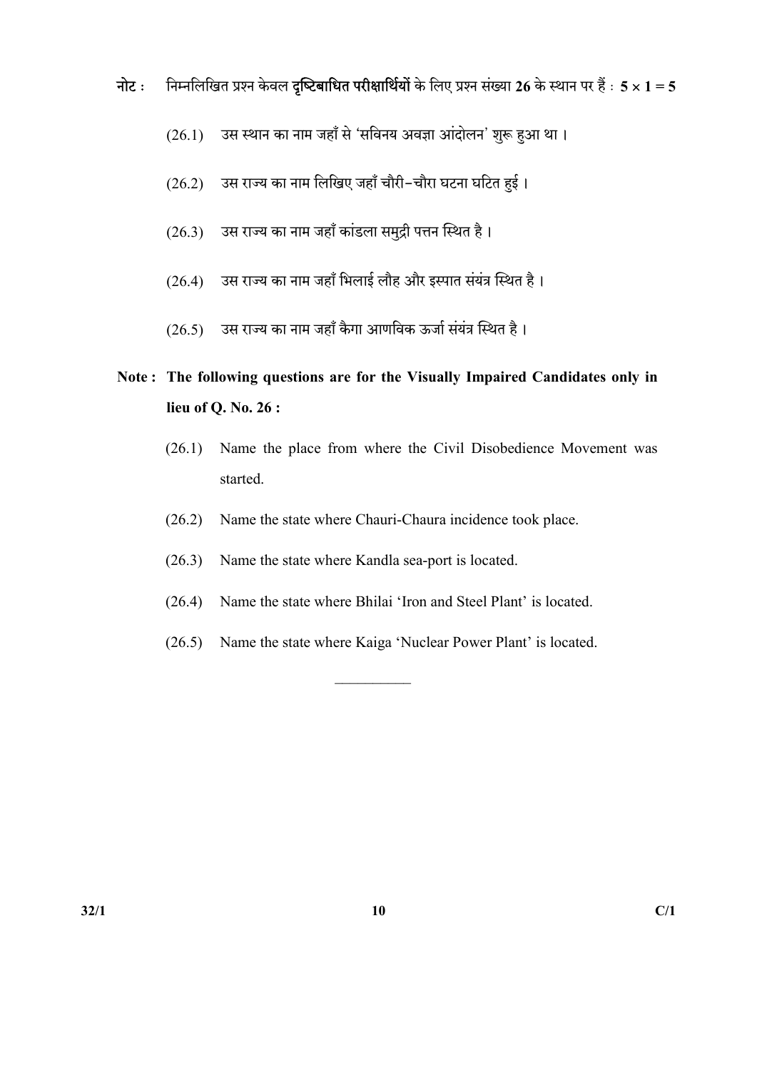**नोट :** निम्नलिखित प्रश्न केवल **दृष्टिबाधित परीक्षार्थियों** के लिए प्रश्न संख्या **26** के स्थान पर हैं : $5 \times 1 = 5$

(26.1) उस स्थान का नाम जहाँ से 'सविनय अवज्ञा आंदोलन' शुरू हुआ था ।

(26.2) उस राज्य का नाम लिखिए जहाँ चौरी-चौरा घटना घटित हुई ।

(26.3) उस राज्य का नाम जहाँ कांडला समुद्री पत्तन स्थित है ।

(26.4) उस राज्य का नाम जहाँ भिलाई लौह और इस्पात संयंत्र स्थित है ।

(26.5) उस राज्य का नाम जहाँ कैगा आणविक ऊर्जा संयंत्र स्थित है ।

**Note : The following questions are for the Visually Impaired Candidates only in lieu of Q. No. 26 :**

(26.1) Name the place from where the Civil Disobedience Movement was started.

(26.2) Name the state where Chauri-Chaura incidence took place.

(26.3) Name the state where Kandla sea-port is located.

(26.4) Name the state where Bhilai 'Iron and Steel Plant' is located.

(26.5) Name the state where Kaiga 'Nuclear Power Plant' is located.

---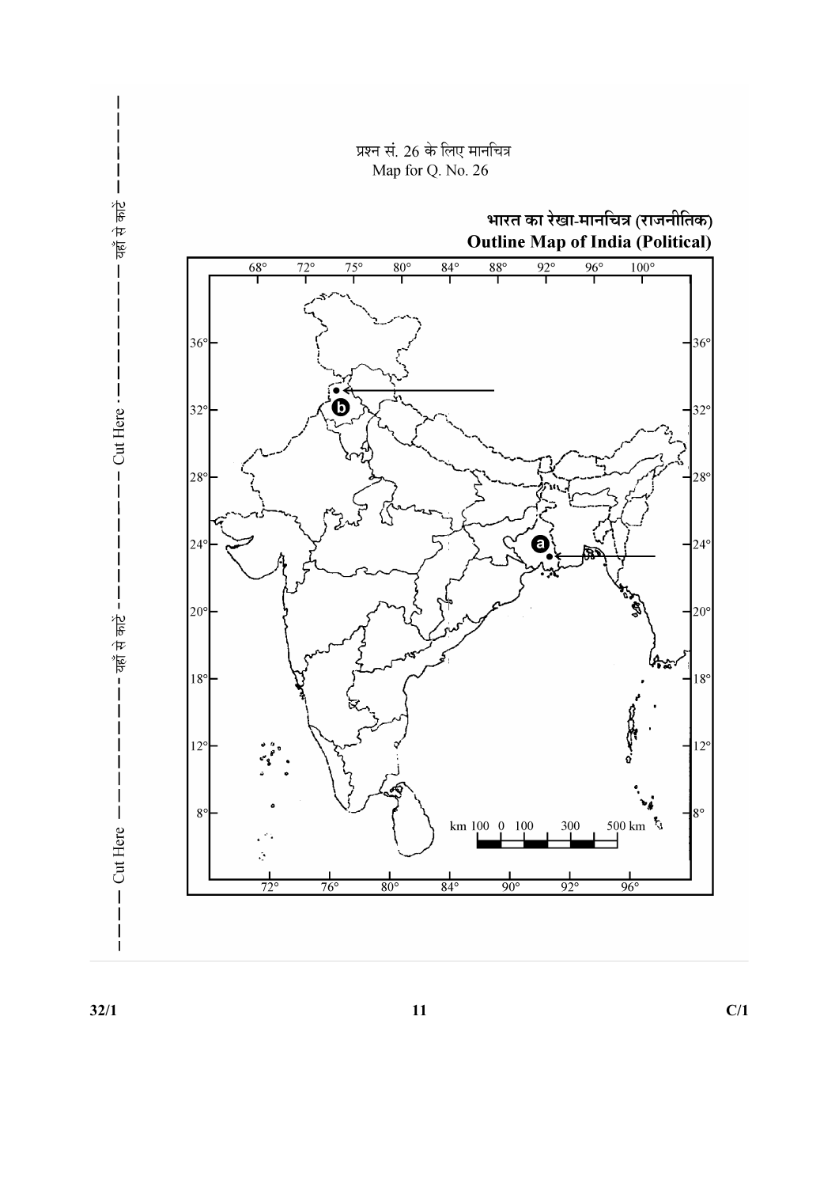प्रश्न सं. 26 के लिए मानचित्र

Map for Q. No. 26

**भारत का रेखा-मानचित्र (राजनीतिक)**

**Outline Map of India (Political)**

68° 72° 75° 80° 84° 88° 92° 96° 100°

36° 32° 28° 24° 20° 18° 12° 8°

a

b

km 100 0 100 300 500 km

72° 76° 80° 84° 90° 92° 96°

Cut Here

यहाँ से काटें